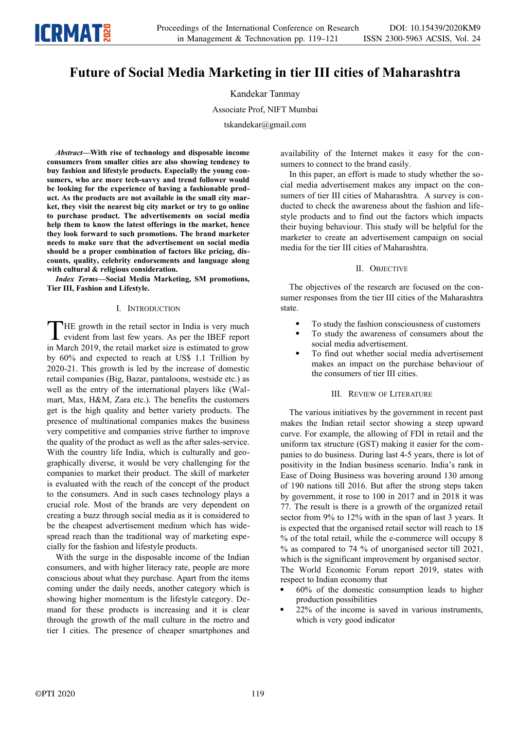# Future of Social Media Marketing in tier III cities of Maharashtra

Kandekar Tanmay

Associate Prof, NIFT Mumbai

tskandekar@gmail.com

***Abstract*—With rise of technology and disposable income consumers from smaller cities are also showing tendency to buy fashion and lifestyle products. Especially the young consumers, who are more tech-savvy and trend follower would be looking for the experience of having a fashionable product. As the products are not available in the small city market, they visit the nearest big city market or try to go online to purchase product. The advertisements on social media help them to know the latest offerings in the market, hence they look forward to such promotions. The brand marketer needs to make sure that the advertisement on social media should be a proper combination of factors like pricing, discounts, quality, celebrity endorsements and language along with cultural & religious consideration.**

***Index Terms*—Social Media Marketing, SM promotions, Tier III, Fashion and Lifestyle.**

## I. Introduction

THE growth in the retail sector in India is very much evident from last few years. As per the IBEF report in March 2019, the retail market size is estimated to grow by 60% and expected to reach at US$ 1.1 Trillion by 2020-21. This growth is led by the increase of domestic retail companies (Big, Bazar, pantaloons, westside etc.) as well as the entry of the international players like (Walmart, Max, H&M, Zara etc.). The benefits the customers get is the high quality and better variety products. The presence of multinational companies makes the business very competitive and companies strive further to improve the quality of the product as well as the after sales-service. With the country life India, which is culturally and geographically diverse, it would be very challenging for the companies to market their product. The skill of marketer is evaluated with the reach of the concept of the product to the consumers. And in such cases technology plays a crucial role. Most of the brands are very dependent on creating a buzz through social media as it is considered to be the cheapest advertisement medium which has widespread reach than the traditional way of marketing especially for the fashion and lifestyle products.

With the surge in the disposable income of the Indian consumers, and with higher literacy rate, people are more conscious about what they purchase. Apart from the items coming under the daily needs, another category which is showing higher momentum is the lifestyle category. Demand for these products is increasing and it is clear through the growth of the mall culture in the metro and tier I cities. The presence of cheaper smartphones and availability of the Internet makes it easy for the consumers to connect to the brand easily.

In this paper, an effort is made to study whether the social media advertisement makes any impact on the consumers of tier III cities of Maharashtra. A survey is conducted to check the awareness about the fashion and lifestyle products and to find out the factors which impacts their buying behaviour. This study will be helpful for the marketer to create an advertisement campaign on social media for the tier III cities of Maharashtra.

## II. Objective

The objectives of the research are focused on the consumer responses from the tier III cities of the Maharashtra state.

- To study the fashion consciousness of customers
- To study the awareness of consumers about the social media advertisement.
- To find out whether social media advertisement makes an impact on the purchase behaviour of the consumers of tier III cities.

## III. Review of Literature

The various initiatives by the government in recent past makes the Indian retail sector showing a steep upward curve. For example, the allowing of FDI in retail and the uniform tax structure (GST) making it easier for the companies to do business. During last 4-5 years, there is lot of positivity in the Indian business scenario. India's rank in Ease of Doing Business was hovering around 130 among of 190 nations till 2016. But after the strong steps taken by government, it rose to 100 in 2017 and in 2018 it was 77. The result is there is a growth of the organized retail sector from 9% to 12% with in the span of last 3 years. It is expected that the organised retail sector will reach to 18 % of the total retail, while the e-commerce will occupy 8 % as compared to 74 % of unorganised sector till 2021, which is the significant improvement by organised sector. The World Economic Forum report 2019, states with respect to Indian economy that

- 60% of the domestic consumption leads to higher production possibilities
- 22% of the income is saved in various instruments, which is very good indicator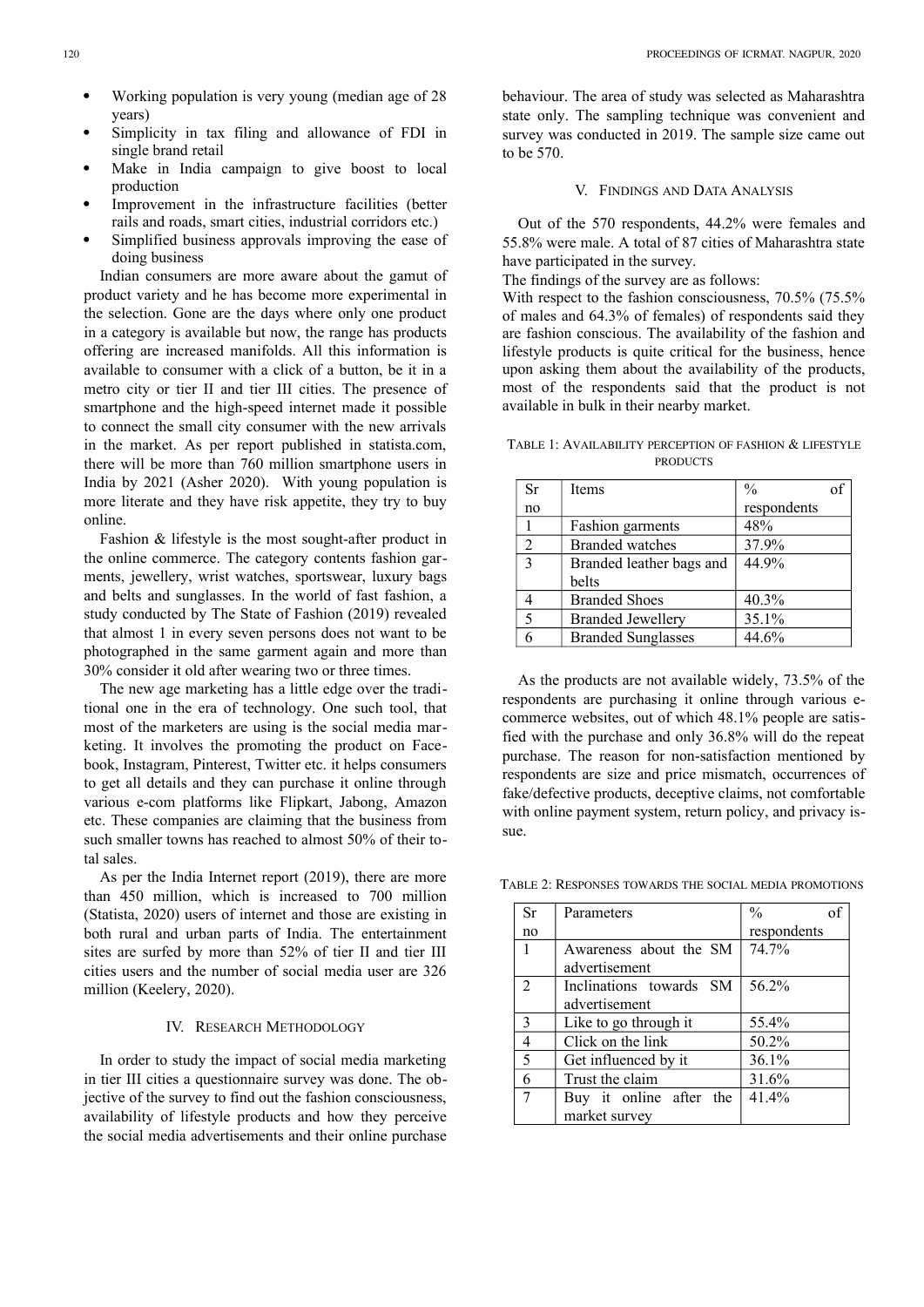- Working population is very young (median age of 28 years)
- Simplicity in tax filing and allowance of FDI in single brand retail
- Make in India campaign to give boost to local production
- Improvement in the infrastructure facilities (better rails and roads, smart cities, industrial corridors etc.)
- Simplified business approvals improving the ease of doing business

Indian consumers are more aware about the gamut of product variety and he has become more experimental in the selection. Gone are the days where only one product in a category is available but now, the range has products offering are increased manifolds. All this information is available to consumer with a click of a button, be it in a metro city or tier II and tier III cities. The presence of smartphone and the high-speed internet made it possible to connect the small city consumer with the new arrivals in the market. As per report published in statista.com, there will be more than 760 million smartphone users in India by 2021 (Asher 2020). With young population is more literate and they have risk appetite, they try to buy online.

Fashion & lifestyle is the most sought-after product in the online commerce. The category contents fashion garments, jewellery, wrist watches, sportswear, luxury bags and belts and sunglasses. In the world of fast fashion, a study conducted by The State of Fashion (2019) revealed that almost 1 in every seven persons does not want to be photographed in the same garment again and more than 30% consider it old after wearing two or three times.

The new age marketing has a little edge over the traditional one in the era of technology. One such tool, that most of the marketers are using is the social media marketing. It involves the promoting the product on Facebook, Instagram, Pinterest, Twitter etc. it helps consumers to get all details and they can purchase it online through various e-com platforms like Flipkart, Jabong, Amazon etc. These companies are claiming that the business from such smaller towns has reached to almost 50% of their total sales.

As per the India Internet report (2019), there are more than 450 million, which is increased to 700 million (Statista, 2020) users of internet and those are existing in both rural and urban parts of India. The entertainment sites are surfed by more than 52% of tier II and tier III cities users and the number of social media user are 326 million (Keelery, 2020).

## IV. Research Methodology

In order to study the impact of social media marketing in tier III cities a questionnaire survey was done. The objective of the survey to find out the fashion consciousness, availability of lifestyle products and how they perceive the social media advertisements and their online purchase behaviour. The area of study was selected as Maharashtra state only. The sampling technique was convenient and survey was conducted in 2019. The sample size came out to be 570.

## V. Findings and Data Analysis

Out of the 570 respondents, 44.2% were females and 55.8% were male. A total of 87 cities of Maharashtra state have participated in the survey.

The findings of the survey are as follows:

With respect to the fashion consciousness, 70.5% (75.5% of males and 64.3% of females) of respondents said they are fashion conscious. The availability of the fashion and lifestyle products is quite critical for the business, hence upon asking them about the availability of the products, most of the respondents said that the product is not available in bulk in their nearby market.

Table 1: Availability perception of fashion & lifestyle products

| Sr no | Items | % of respondents |
|---|---|---|
| 1 | Fashion garments | 48% |
| 2 | Branded watches | 37.9% |
| 3 | Branded leather bags and belts | 44.9% |
| 4 | Branded Shoes | 40.3% |
| 5 | Branded Jewellery | 35.1% |
| 6 | Branded Sunglasses | 44.6% |

As the products are not available widely, 73.5% of the respondents are purchasing it online through various e-commerce websites, out of which 48.1% people are satisfied with the purchase and only 36.8% will do the repeat purchase. The reason for non-satisfaction mentioned by respondents are size and price mismatch, occurrences of fake/defective products, deceptive claims, not comfortable with online payment system, return policy, and privacy issue.

Table 2: Responses towards the social media promotions

| Sr no | Parameters | % of respondents |
|---|---|---|
| 1 | Awareness about the SM advertisement | 74.7% |
| 2 | Inclinations towards SM advertisement | 56.2% |
| 3 | Like to go through it | 55.4% |
| 4 | Click on the link | 50.2% |
| 5 | Get influenced by it | 36.1% |
| 6 | Trust the claim | 31.6% |
| 7 | Buy it online after the market survey | 41.4% |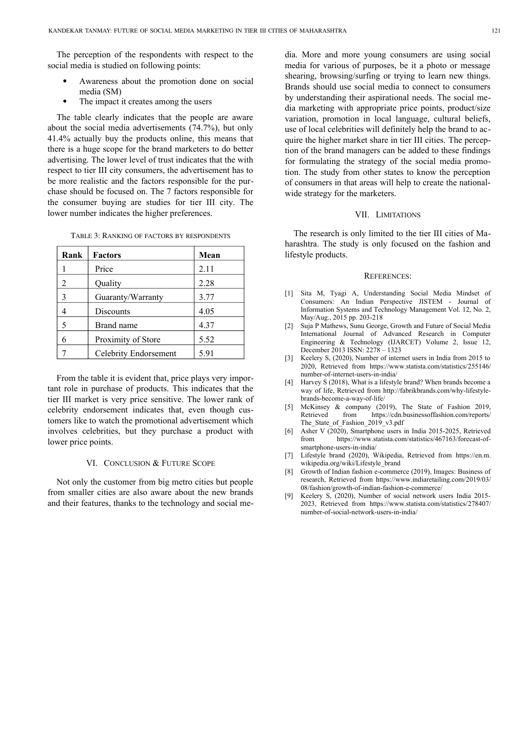The perception of the respondents with respect to the social media is studied on following points:

- Awareness about the promotion done on social media (SM)
- The impact it creates among the users

The table clearly indicates that the people are aware about the social media advertisements (74.7%), but only 41.4% actually buy the products online, this means that there is a huge scope for the brand marketers to do better advertising. The lower level of trust indicates that the with respect to tier III city consumers, the advertisement has to be more realistic and the factors responsible for the purchase should be focused on. The 7 factors responsible for the consumer buying are studies for tier III city. The lower number indicates the higher preferences.

TABLE 3: RANKING OF FACTORS BY RESPONDENTS

| Rank | Factors | Mean |
|---|---|---|
| 1 | Price | 2.11 |
| 2 | Quality | 2.28 |
| 3 | Guaranty/Warranty | 3.77 |
| 4 | Discounts | 4.05 |
| 5 | Brand name | 4.37 |
| 6 | Proximity of Store | 5.52 |
| 7 | Celebrity Endorsement | 5.91 |

From the table it is evident that, price plays very important role in purchase of products. This indicates that the tier III market is very price sensitive. The lower rank of celebrity endorsement indicates that, even though customers like to watch the promotional advertisement which involves celebrities, but they purchase a product with lower price points.

## VI. CONCLUSION & FUTURE SCOPE

Not only the customer from big metro cities but people from smaller cities are also aware about the new brands and their features, thanks to the technology and social media. More and more young consumers are using social media for various of purposes, be it a photo or message shearing, browsing/surfing or trying to learn new things. Brands should use social media to connect to consumers by understanding their aspirational needs. The social media marketing with appropriate price points, product/size variation, promotion in local language, cultural beliefs, use of local celebrities will definitely help the brand to acquire the higher market share in tier III cities. The perception of the brand managers can be added to these findings for formulating the strategy of the social media promotion. The study from other states to know the perception of consumers in that areas will help to create the nationalwide strategy for the marketers.

## VII. LIMITATIONS

The research is only limited to the tier III cities of Maharashtra. The study is only focused on the fashion and lifestyle products.

## REFERENCES:

[1] Sita M, Tyagi A, Understanding Social Media Mindset of Consumers: An Indian Perspective JISTEM - Journal of Information Systems and Technology Management Vol. 12, No. 2, May/Aug., 2015 pp. 203-218

[2] Suja P Mathews, Sunu George, Growth and Future of Social Media International Journal of Advanced Research in Computer Engineering & Technology (IJARCET) Volume 2, Issue 12, December 2013 ISSN: 2278 – 1323

[3] Keelery S, (2020), Number of internet users in India from 2015 to 2020, Retrieved from https://www.statista.com/statistics/255146/number-of-internet-users-in-india/

[4] Harvey S (2018), What is a lifestyle brand? When brands become a way of life, Retrieved from http://fabrikbrands.com/why-lifestyle-brands-become-a-way-of-life/

[5] McKinsey & company (2019), The State of Fashion 2019, Retrieved from https://cdn.businessoffashion.com/reports/The_State_of_Fashion_2019_v3.pdf

[6] Asher V (2020), Smartphone users in India 2015-2025, Retrieved from https://www.statista.com/statistics/467163/forecast-of-smartphone-users-in-india/

[7] Lifestyle brand (2020), Wikipedia, Retrieved from https://en.m.wikipedia.org/wiki/Lifestyle_brand

[8] Growth of Indian fashion e-commerce (2019), Images: Business of research, Retrieved from https://www.indiaretailing.com/2019/03/08/fashion/growth-of-indian-fashion-e-commerce/

[9] Keelery S, (2020), Number of social network users India 2015-2023, Retrieved from https://www.statista.com/statistics/278407/number-of-social-network-users-in-india/